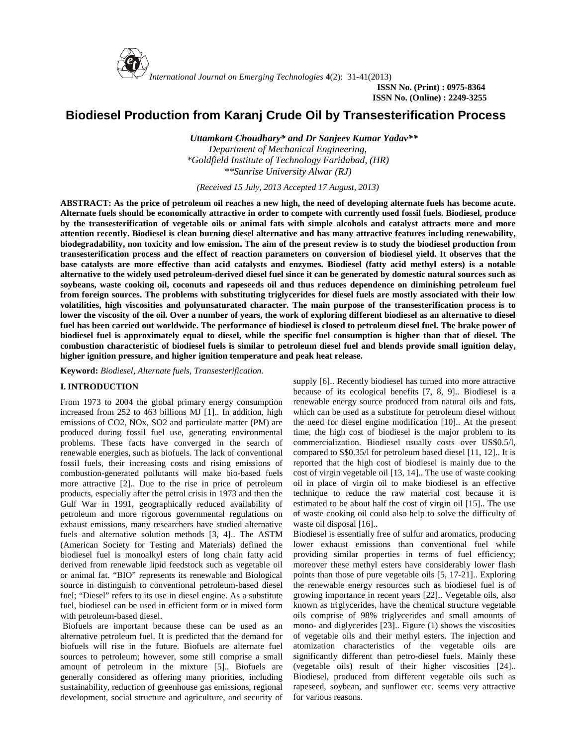# Biodiesel Production from Karanj Crude Oil by Transesterification Process

***Uttamkant Choudhary\* and Dr Sanjeev Kumar Yadav\*\****

*Department of Mechanical Engineering,*
*\*Goldfield Institute of Technology Faridabad, (HR)*
*\*\*Sunrise University Alwar (RJ)*

*(Received 15 July, 2013 Accepted 17 August, 2013)*

**ABSTRACT: As the price of petroleum oil reaches a new high, the need of developing alternate fuels has become acute. Alternate fuels should be economically attractive in order to compete with currently used fossil fuels. Biodiesel, produce by the transesterification of vegetable oils or animal fats with simple alcohols and catalyst attracts more and more attention recently. Biodiesel is clean burning diesel alternative and has many attractive features including renewability, biodegradability, non toxicity and low emission. The aim of the present review is to study the biodiesel production from transesterification process and the effect of reaction parameters on conversion of biodiesel yield. It observes that the base catalysts are more effective than acid catalysts and enzymes. Biodiesel (fatty acid methyl esters) is a notable alternative to the widely used petroleum-derived diesel fuel since it can be generated by domestic natural sources such as soybeans, waste cooking oil, coconuts and rapeseeds oil and thus reduces dependence on diminishing petroleum fuel from foreign sources. The problems with substituting triglycerides for diesel fuels are mostly associated with their low volatilities, high viscosities and polyunsaturated character. The main purpose of the transesterification process is to lower the viscosity of the oil. Over a number of years, the work of exploring different biodiesel as an alternative to diesel fuel has been carried out worldwide. The performance of biodiesel is closed to petroleum diesel fuel. The brake power of biodiesel fuel is approximately equal to diesel, while the specific fuel consumption is higher than that of diesel. The combustion characteristic of biodiesel fuels is similar to petroleum diesel fuel and blends provide small ignition delay, higher ignition pressure, and higher ignition temperature and peak heat release.**

**Keyword:** *Biodiesel, Alternate fuels, Transesterification.*

## I. INTRODUCTION

From 1973 to 2004 the global primary energy consumption increased from 252 to 463 billions MJ [1].. In addition, high emissions of CO2, NOx, SO2 and particulate matter (PM) are produced during fossil fuel use, generating environmental problems. These facts have converged in the search of renewable energies, such as biofuels. The lack of conventional fossil fuels, their increasing costs and rising emissions of combustion-generated pollutants will make bio-based fuels more attractive [2].. Due to the rise in price of petroleum products, especially after the petrol crisis in 1973 and then the Gulf War in 1991, geographically reduced availability of petroleum and more rigorous governmental regulations on exhaust emissions, many researchers have studied alternative fuels and alternative solution methods [3, 4].. The ASTM (American Society for Testing and Materials) defined the biodiesel fuel is monoalkyl esters of long chain fatty acid derived from renewable lipid feedstock such as vegetable oil or animal fat. "BIO" represents its renewable and Biological source in distinguish to conventional petroleum-based diesel fuel; "Diesel" refers to its use in diesel engine. As a substitute fuel, biodiesel can be used in efficient form or in mixed form with petroleum-based diesel.

Biofuels are important because these can be used as an alternative petroleum fuel. It is predicted that the demand for biofuels will rise in the future. Biofuels are alternate fuel sources to petroleum; however, some still comprise a small amount of petroleum in the mixture [5].. Biofuels are generally considered as offering many priorities, including sustainability, reduction of greenhouse gas emissions, regional development, social structure and agriculture, and security of supply [6].. Recently biodiesel has turned into more attractive because of its ecological benefits [7, 8, 9].. Biodiesel is a renewable energy source produced from natural oils and fats, which can be used as a substitute for petroleum diesel without the need for diesel engine modification [10].. At the present time, the high cost of biodiesel is the major problem to its commercialization. Biodiesel usually costs over US$0.5/l, compared to S$0.35/l for petroleum based diesel [11, 12].. It is reported that the high cost of biodiesel is mainly due to the cost of virgin vegetable oil [13, 14].. The use of waste cooking oil in place of virgin oil to make biodiesel is an effective technique to reduce the raw material cost because it is estimated to be about half the cost of virgin oil [15].. The use of waste cooking oil could also help to solve the difficulty of waste oil disposal [16]..

Biodiesel is essentially free of sulfur and aromatics, producing lower exhaust emissions than conventional fuel while providing similar properties in terms of fuel efficiency; moreover these methyl esters have considerably lower flash points than those of pure vegetable oils [5, 17-21].. Exploring the renewable energy resources such as biodiesel fuel is of growing importance in recent years [22].. Vegetable oils, also known as triglycerides, have the chemical structure vegetable oils comprise of 98% triglycerides and small amounts of mono- and diglycerides [23].. Figure (1) shows the viscosities of vegetable oils and their methyl esters. The injection and atomization characteristics of the vegetable oils are significantly different than petro-diesel fuels. Mainly these (vegetable oils) result of their higher viscosities [24].. Biodiesel, produced from different vegetable oils such as rapeseed, soybean, and sunflower etc. seems very attractive for various reasons.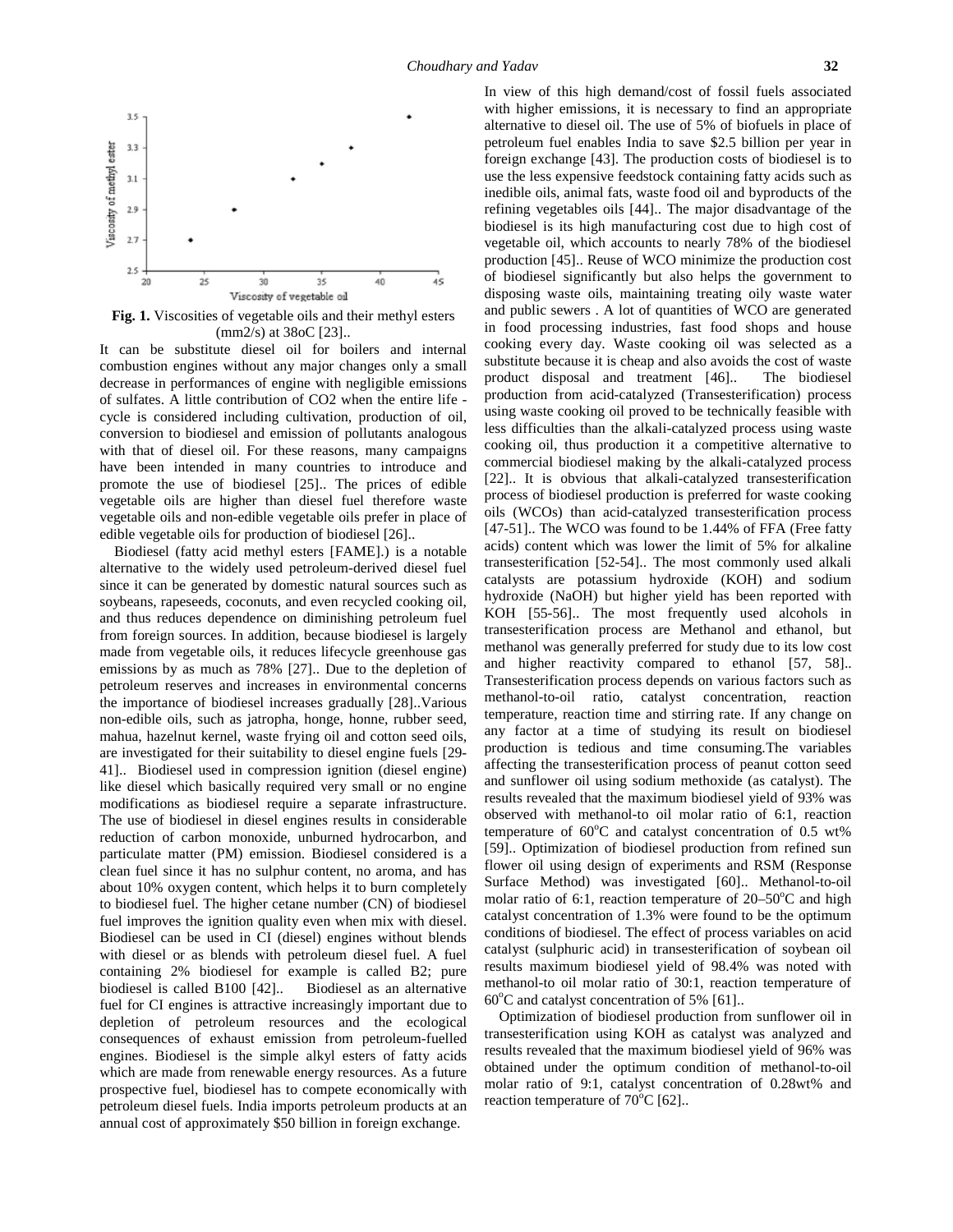**Fig. 1.** Viscosities of vegetable oils and their methyl esters (mm2/s) at 38oC [23]..

It can be substitute diesel oil for boilers and internal combustion engines without any major changes only a small decrease in performances of engine with negligible emissions of sulfates. A little contribution of CO2 when the entire life - cycle is considered including cultivation, production of oil, conversion to biodiesel and emission of pollutants analogous with that of diesel oil. For these reasons, many campaigns have been intended in many countries to introduce and promote the use of biodiesel [25].. The prices of edible vegetable oils are higher than diesel fuel therefore waste vegetable oils and non-edible vegetable oils prefer in place of edible vegetable oils for production of biodiesel [26]..

Biodiesel (fatty acid methyl esters [FAME].) is a notable alternative to the widely used petroleum-derived diesel fuel since it can be generated by domestic natural sources such as soybeans, rapeseeds, coconuts, and even recycled cooking oil, and thus reduces dependence on diminishing petroleum fuel from foreign sources. In addition, because biodiesel is largely made from vegetable oils, it reduces lifecycle greenhouse gas emissions by as much as 78% [27].. Due to the depletion of petroleum reserves and increases in environmental concerns the importance of biodiesel increases gradually [28]..Various non-edible oils, such as jatropha, honge, honne, rubber seed, mahua, hazelnut kernel, waste frying oil and cotton seed oils, are investigated for their suitability to diesel engine fuels [29-41].. Biodiesel used in compression ignition (diesel engine) like diesel which basically required very small or no engine modifications as biodiesel require a separate infrastructure. The use of biodiesel in diesel engines results in considerable reduction of carbon monoxide, unburned hydrocarbon, and particulate matter (PM) emission. Biodiesel considered is a clean fuel since it has no sulphur content, no aroma, and has about 10% oxygen content, which helps it to burn completely to biodiesel fuel. The higher cetane number (CN) of biodiesel fuel improves the ignition quality even when mix with diesel. Biodiesel can be used in CI (diesel) engines without blends with diesel or as blends with petroleum diesel fuel. A fuel containing 2% biodiesel for example is called B2; pure biodiesel is called B100 [42].. Biodiesel as an alternative fuel for CI engines is attractive increasingly important due to depletion of petroleum resources and the ecological consequences of exhaust emission from petroleum-fuelled engines. Biodiesel is the simple alkyl esters of fatty acids which are made from renewable energy resources. As a future prospective fuel, biodiesel has to compete economically with petroleum diesel fuels. India imports petroleum products at an annual cost of approximately $50 billion in foreign exchange.

In view of this high demand/cost of fossil fuels associated with higher emissions, it is necessary to find an appropriate alternative to diesel oil. The use of 5% of biofuels in place of petroleum fuel enables India to save $2.5 billion per year in foreign exchange [43]. The production costs of biodiesel is to use the less expensive feedstock containing fatty acids such as inedible oils, animal fats, waste food oil and byproducts of the refining vegetables oils [44].. The major disadvantage of the biodiesel is its high manufacturing cost due to high cost of vegetable oil, which accounts to nearly 78% of the biodiesel production [45].. Reuse of WCO minimize the production cost of biodiesel significantly but also helps the government to disposing waste oils, maintaining treating oily waste water and public sewers . A lot of quantities of WCO are generated in food processing industries, fast food shops and house cooking every day. Waste cooking oil was selected as a substitute because it is cheap and also avoids the cost of waste product disposal and treatment [46].. The biodiesel production from acid-catalyzed (Transesterification) process using waste cooking oil proved to be technically feasible with less difficulties than the alkali-catalyzed process using waste cooking oil, thus production it a competitive alternative to commercial biodiesel making by the alkali-catalyzed process [22].. It is obvious that alkali-catalyzed transesterification process of biodiesel production is preferred for waste cooking oils (WCOs) than acid-catalyzed transesterification process [47-51].. The WCO was found to be 1.44% of FFA (Free fatty acids) content which was lower the limit of 5% for alkaline transesterification [52-54].. The most commonly used alkali catalysts are potassium hydroxide (KOH) and sodium hydroxide (NaOH) but higher yield has been reported with KOH [55-56].. The most frequently used alcohols in transesterification process are Methanol and ethanol, but methanol was generally preferred for study due to its low cost and higher reactivity compared to ethanol [57, 58].. Transesterification process depends on various factors such as methanol-to-oil ratio, catalyst concentration, reaction temperature, reaction time and stirring rate. If any change on any factor at a time of studying its result on biodiesel production is tedious and time consuming.The variables affecting the transesterification process of peanut cotton seed and sunflower oil using sodium methoxide (as catalyst). The results revealed that the maximum biodiesel yield of 93% was observed with methanol-to oil molar ratio of 6:1, reaction temperature of 60$^o$C and catalyst concentration of 0.5 wt% [59].. Optimization of biodiesel production from refined sun flower oil using design of experiments and RSM (Response Surface Method) was investigated [60].. Methanol-to-oil molar ratio of 6:1, reaction temperature of 20–50$^o$C and high catalyst concentration of 1.3% were found to be the optimum conditions of biodiesel. The effect of process variables on acid catalyst (sulphuric acid) in transesterification of soybean oil results maximum biodiesel yield of 98.4% was noted with methanol-to oil molar ratio of 30:1, reaction temperature of 60$^o$C and catalyst concentration of 5% [61]..

Optimization of biodiesel production from sunflower oil in transesterification using KOH as catalyst was analyzed and results revealed that the maximum biodiesel yield of 96% was obtained under the optimum condition of methanol-to-oil molar ratio of 9:1, catalyst concentration of 0.28wt% and reaction temperature of 70$^o$C [62]..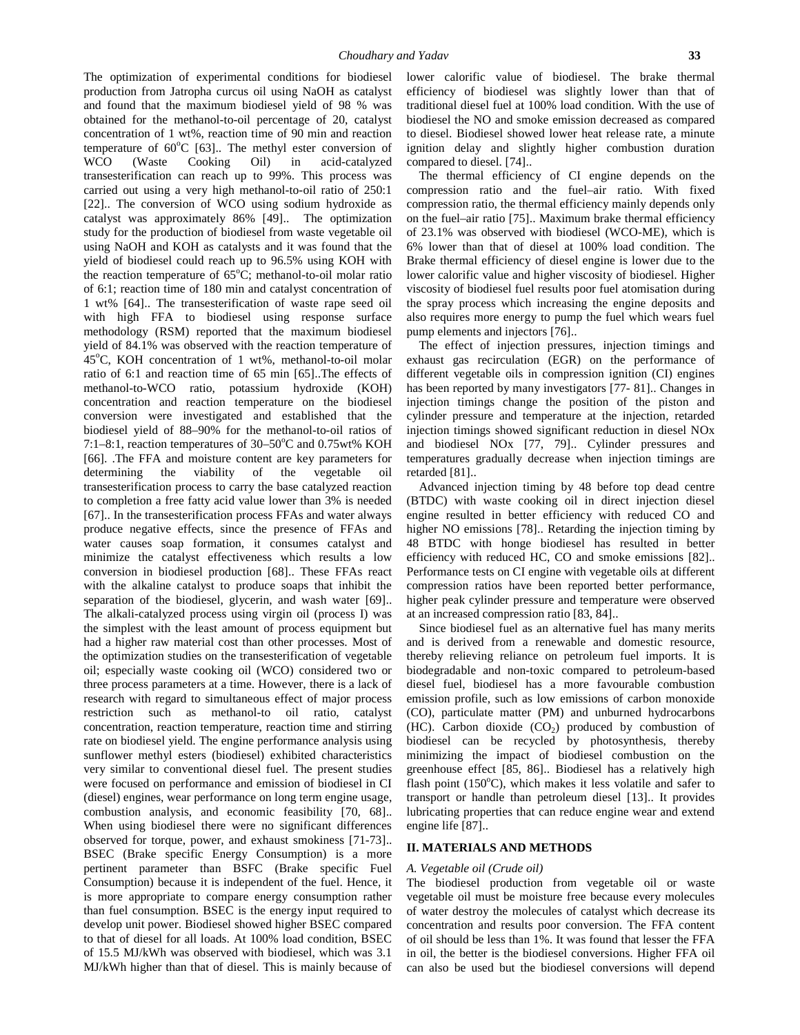The optimization of experimental conditions for biodiesel production from Jatropha curcus oil using NaOH as catalyst and found that the maximum biodiesel yield of 98 % was obtained for the methanol-to-oil percentage of 20, catalyst concentration of 1 wt%, reaction time of 90 min and reaction temperature of 60°C [63].. The methyl ester conversion of WCO (Waste Cooking Oil) in acid-catalyzed transesterification can reach up to 99%. This process was carried out using a very high methanol-to-oil ratio of 250:1 [22].. The conversion of WCO using sodium hydroxide as catalyst was approximately 86% [49].. The optimization study for the production of biodiesel from waste vegetable oil using NaOH and KOH as catalysts and it was found that the yield of biodiesel could reach up to 96.5% using KOH with the reaction temperature of 65°C; methanol-to-oil molar ratio of 6:1; reaction time of 180 min and catalyst concentration of 1 wt% [64].. The transesterification of waste rape seed oil with high FFA to biodiesel using response surface methodology (RSM) reported that the maximum biodiesel yield of 84.1% was observed with the reaction temperature of 45°C, KOH concentration of 1 wt%, methanol-to-oil molar ratio of 6:1 and reaction time of 65 min [65]..The effects of methanol-to-WCO ratio, potassium hydroxide (KOH) concentration and reaction temperature on the biodiesel conversion were investigated and established that the biodiesel yield of 88–90% for the methanol-to-oil ratios of 7:1–8:1, reaction temperatures of 30–50°C and 0.75wt% KOH [66]. .The FFA and moisture content are key parameters for determining the viability of the vegetable oil transesterification process to carry the base catalyzed reaction to completion a free fatty acid value lower than 3% is needed [67].. In the transesterification process FFAs and water always produce negative effects, since the presence of FFAs and water causes soap formation, it consumes catalyst and minimize the catalyst effectiveness which results a low conversion in biodiesel production [68].. These FFAs react with the alkaline catalyst to produce soaps that inhibit the separation of the biodiesel, glycerin, and wash water [69].. The alkali-catalyzed process using virgin oil (process I) was the simplest with the least amount of process equipment but had a higher raw material cost than other processes. Most of the optimization studies on the transesterification of vegetable oil; especially waste cooking oil (WCO) considered two or three process parameters at a time. However, there is a lack of research with regard to simultaneous effect of major process restriction such as methanol-to oil ratio, catalyst concentration, reaction temperature, reaction time and stirring rate on biodiesel yield. The engine performance analysis using sunflower methyl esters (biodiesel) exhibited characteristics very similar to conventional diesel fuel. The present studies were focused on performance and emission of biodiesel in CI (diesel) engines, wear performance on long term engine usage, combustion analysis, and economic feasibility [70, 68].. When using biodiesel there were no significant differences observed for torque, power, and exhaust smokiness [71-73].. BSEC (Brake specific Energy Consumption) is a more pertinent parameter than BSFC (Brake specific Fuel Consumption) because it is independent of the fuel. Hence, it is more appropriate to compare energy consumption rather than fuel consumption. BSEC is the energy input required to develop unit power. Biodiesel showed higher BSEC compared to that of diesel for all loads. At 100% load condition, BSEC of 15.5 MJ/kWh was observed with biodiesel, which was 3.1 MJ/kWh higher than that of diesel. This is mainly because of lower calorific value of biodiesel. The brake thermal efficiency of biodiesel was slightly lower than that of traditional diesel fuel at 100% load condition. With the use of biodiesel the NO and smoke emission decreased as compared to diesel. Biodiesel showed lower heat release rate, a minute ignition delay and slightly higher combustion duration compared to diesel. [74]..

The thermal efficiency of CI engine depends on the compression ratio and the fuel–air ratio. With fixed compression ratio, the thermal efficiency mainly depends only on the fuel–air ratio [75].. Maximum brake thermal efficiency of 23.1% was observed with biodiesel (WCO-ME), which is 6% lower than that of diesel at 100% load condition. The Brake thermal efficiency of diesel engine is lower due to the lower calorific value and higher viscosity of biodiesel. Higher viscosity of biodiesel fuel results poor fuel atomisation during the spray process which increasing the engine deposits and also requires more energy to pump the fuel which wears fuel pump elements and injectors [76]..

The effect of injection pressures, injection timings and exhaust gas recirculation (EGR) on the performance of different vegetable oils in compression ignition (CI) engines has been reported by many investigators [77- 81].. Changes in injection timings change the position of the piston and cylinder pressure and temperature at the injection, retarded injection timings showed significant reduction in diesel NOx and biodiesel NOx [77, 79].. Cylinder pressures and temperatures gradually decrease when injection timings are retarded [81]..

Advanced injection timing by 48 before top dead centre (BTDC) with waste cooking oil in direct injection diesel engine resulted in better efficiency with reduced CO and higher NO emissions [78].. Retarding the injection timing by 48 BTDC with honge biodiesel has resulted in better efficiency with reduced HC, CO and smoke emissions [82].. Performance tests on CI engine with vegetable oils at different compression ratios have been reported better performance, higher peak cylinder pressure and temperature were observed at an increased compression ratio [83, 84]..

Since biodiesel fuel as an alternative fuel has many merits and is derived from a renewable and domestic resource, thereby relieving reliance on petroleum fuel imports. It is biodegradable and non-toxic compared to petroleum-based diesel fuel, biodiesel has a more favourable combustion emission profile, such as low emissions of carbon monoxide (CO), particulate matter (PM) and unburned hydrocarbons (HC). Carbon dioxide ($CO_2$) produced by combustion of biodiesel can be recycled by photosynthesis, thereby minimizing the impact of biodiesel combustion on the greenhouse effect [85, 86].. Biodiesel has a relatively high flash point (150°C), which makes it less volatile and safer to transport or handle than petroleum diesel [13].. It provides lubricating properties that can reduce engine wear and extend engine life [87]..

## II. MATERIALS AND METHODS

### *A. Vegetable oil (Crude oil)*

The biodiesel production from vegetable oil or waste vegetable oil must be moisture free because every molecules of water destroy the molecules of catalyst which decrease its concentration and results poor conversion. The FFA content of oil should be less than 1%. It was found that lesser the FFA in oil, the better is the biodiesel conversions. Higher FFA oil can also be used but the biodiesel conversions will depend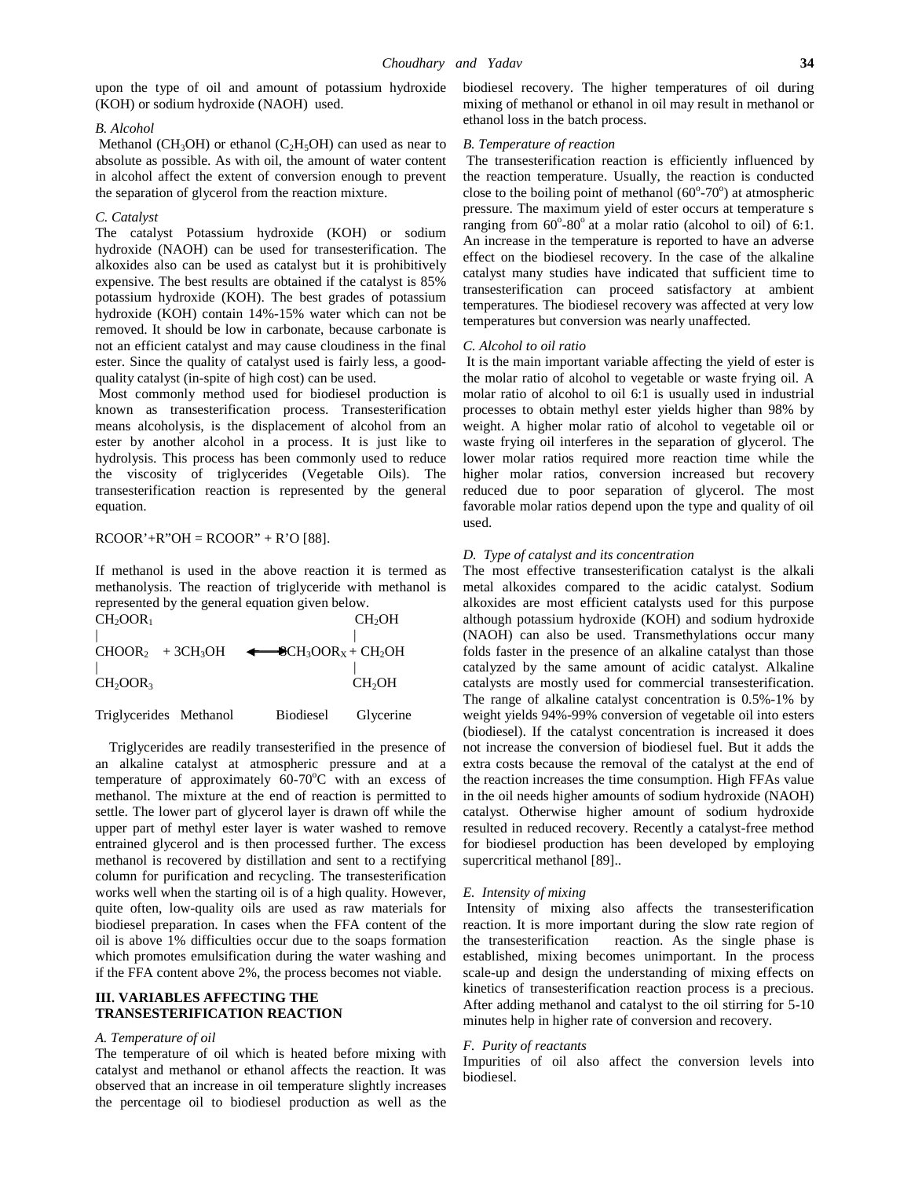upon the type of oil and amount of potassium hydroxide (KOH) or sodium hydroxide (NAOH) used.

*B. Alcohol*

Methanol ($CH_3OH$) or ethanol ($C_2H_5OH$) can used as near to absolute as possible. As with oil, the amount of water content in alcohol affect the extent of conversion enough to prevent the separation of glycerol from the reaction mixture.

*C. Catalyst*

The catalyst Potassium hydroxide (KOH) or sodium hydroxide (NAOH) can be used for transesterification. The alkoxides also can be used as catalyst but it is prohibitively expensive. The best results are obtained if the catalyst is 85% potassium hydroxide (KOH). The best grades of potassium hydroxide (KOH) contain 14%-15% water which can not be removed. It should be low in carbonate, because carbonate is not an efficient catalyst and may cause cloudiness in the final ester. Since the quality of catalyst used is fairly less, a good-quality catalyst (in-spite of high cost) can be used.

Most commonly method used for biodiesel production is known as transesterification process. Transesterification means alcoholysis, is the displacement of alcohol from an ester by another alcohol in a process. It is just like to hydrolysis. This process has been commonly used to reduce the viscosity of triglycerides (Vegetable Oils). The transesterification reaction is represented by the general equation.

RCOOR'+R"OH = RCOOR" + R'O [88].

If methanol is used in the above reaction it is termed as methanolysis. The reaction of triglyceride with methanol is represented by the general equation given below.

$$
\begin{array}{l}
CH_2OOR_1 \\
| \\
CHOOR_2 \\
| \\
CH_2OOR_3
\end{array}
\; + 3CH_3OH \;\longleftrightarrow\; 3CH_3OOR_X +
\begin{array}{l}
CH_2OH \\
| \\
CH_2OH \\
| \\
CH_2OH
\end{array}
$$

Triglycerides Methanol Biodiesel Glycerine

Triglycerides are readily transesterified in the presence of an alkaline catalyst at atmospheric pressure and at a temperature of approximately 60-70°C with an excess of methanol. The mixture at the end of reaction is permitted to settle. The lower part of glycerol layer is drawn off while the upper part of methyl ester layer is water washed to remove entrained glycerol and is then processed further. The excess methanol is recovered by distillation and sent to a rectifying column for purification and recycling. The transesterification works well when the starting oil is of a high quality. However, quite often, low-quality oils are used as raw materials for biodiesel preparation. In cases when the FFA content of the oil is above 1% difficulties occur due to the soaps formation which promotes emulsification during the water washing and if the FFA content above 2%, the process becomes not viable.

## III. VARIABLES AFFECTING THE TRANSESTERIFICATION REACTION

*A. Temperature of oil*

The temperature of oil which is heated before mixing with catalyst and methanol or ethanol affects the reaction. It was observed that an increase in oil temperature slightly increases the percentage oil to biodiesel production as well as the biodiesel recovery. The higher temperatures of oil during mixing of methanol or ethanol in oil may result in methanol or ethanol loss in the batch process.

*B. Temperature of reaction*

The transesterification reaction is efficiently influenced by the reaction temperature. Usually, the reaction is conducted close to the boiling point of methanol (60°-70°) at atmospheric pressure. The maximum yield of ester occurs at temperature s ranging from 60°-80° at a molar ratio (alcohol to oil) of 6:1. An increase in the temperature is reported to have an adverse effect on the biodiesel recovery. In the case of the alkaline catalyst many studies have indicated that sufficient time to transesterification can proceed satisfactory at ambient temperatures. The biodiesel recovery was affected at very low temperatures but conversion was nearly unaffected.

*C. Alcohol to oil ratio*

It is the main important variable affecting the yield of ester is the molar ratio of alcohol to vegetable or waste frying oil. A molar ratio of alcohol to oil 6:1 is usually used in industrial processes to obtain methyl ester yields higher than 98% by weight. A higher molar ratio of alcohol to vegetable oil or waste frying oil interferes in the separation of glycerol. The lower molar ratios required more reaction time while the higher molar ratios, conversion increased but recovery reduced due to poor separation of glycerol. The most favorable molar ratios depend upon the type and quality of oil used.

*D. Type of catalyst and its concentration*

The most effective transesterification catalyst is the alkali metal alkoxides compared to the acidic catalyst. Sodium alkoxides are most efficient catalysts used for this purpose although potassium hydroxide (KOH) and sodium hydroxide (NAOH) can also be used. Transmethylations occur many folds faster in the presence of an alkaline catalyst than those catalyzed by the same amount of acidic catalyst. Alkaline catalysts are mostly used for commercial transesterification. The range of alkaline catalyst concentration is 0.5%-1% by weight yields 94%-99% conversion of vegetable oil into esters (biodiesel). If the catalyst concentration is increased it does not increase the conversion of biodiesel fuel. But it adds the extra costs because the removal of the catalyst at the end of the reaction increases the time consumption. High FFAs value in the oil needs higher amounts of sodium hydroxide (NAOH) catalyst. Otherwise higher amount of sodium hydroxide resulted in reduced recovery. Recently a catalyst-free method for biodiesel production has been developed by employing supercritical methanol [89]..

*E. Intensity of mixing*

Intensity of mixing also affects the transesterification reaction. It is more important during the slow rate region of the transesterification reaction. As the single phase is established, mixing becomes unimportant. In the process scale-up and design the understanding of mixing effects on kinetics of transesterification reaction process is a precious. After adding methanol and catalyst to the oil stirring for 5-10 minutes help in higher rate of conversion and recovery.

*F. Purity of reactants*

Impurities of oil also affect the conversion levels into biodiesel.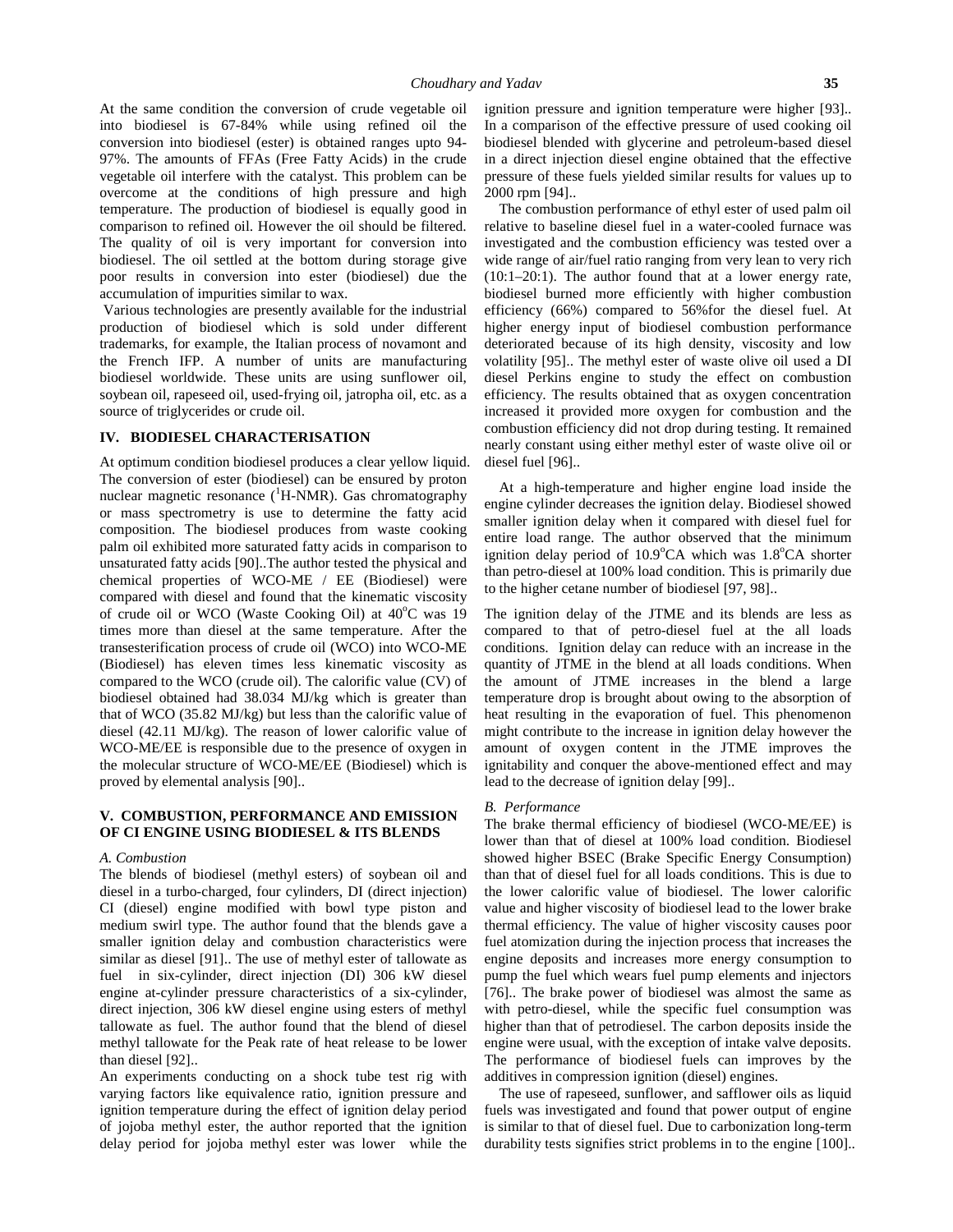At the same condition the conversion of crude vegetable oil into biodiesel is 67-84% while using refined oil the conversion into biodiesel (ester) is obtained ranges upto 94-97%. The amounts of FFAs (Free Fatty Acids) in the crude vegetable oil interfere with the catalyst. This problem can be overcome at the conditions of high pressure and high temperature. The production of biodiesel is equally good in comparison to refined oil. However the oil should be filtered. The quality of oil is very important for conversion into biodiesel. The oil settled at the bottom during storage give poor results in conversion into ester (biodiesel) due the accumulation of impurities similar to wax.

Various technologies are presently available for the industrial production of biodiesel which is sold under different trademarks, for example, the Italian process of novamont and the French IFP. A number of units are manufacturing biodiesel worldwide. These units are using sunflower oil, soybean oil, rapeseed oil, used-frying oil, jatropha oil, etc. as a source of triglycerides or crude oil.

## IV. BIODIESEL CHARACTERISATION

At optimum condition biodiesel produces a clear yellow liquid. The conversion of ester (biodiesel) can be ensured by proton nuclear magnetic resonance ($^1$H-NMR). Gas chromatography or mass spectrometry is use to determine the fatty acid composition. The biodiesel produces from waste cooking palm oil exhibited more saturated fatty acids in comparison to unsaturated fatty acids [90]..The author tested the physical and chemical properties of WCO-ME / EE (Biodiesel) were compared with diesel and found that the kinematic viscosity of crude oil or WCO (Waste Cooking Oil) at 40$^o$C was 19 times more than diesel at the same temperature. After the transesterification process of crude oil (WCO) into WCO-ME (Biodiesel) has eleven times less kinematic viscosity as compared to the WCO (crude oil). The calorific value (CV) of biodiesel obtained had 38.034 MJ/kg which is greater than that of WCO (35.82 MJ/kg) but less than the calorific value of diesel (42.11 MJ/kg). The reason of lower calorific value of WCO-ME/EE is responsible due to the presence of oxygen in the molecular structure of WCO-ME/EE (Biodiesel) which is proved by elemental analysis [90]..

## V. COMBUSTION, PERFORMANCE AND EMISSION OF CI ENGINE USING BIODIESEL & ITS BLENDS

### *A. Combustion*

The blends of biodiesel (methyl esters) of soybean oil and diesel in a turbo-charged, four cylinders, DI (direct injection) CI (diesel) engine modified with bowl type piston and medium swirl type. The author found that the blends gave a smaller ignition delay and combustion characteristics were similar as diesel [91].. The use of methyl ester of tallowate as fuel in six-cylinder, direct injection (DI) 306 kW diesel engine at-cylinder pressure characteristics of a six-cylinder, direct injection, 306 kW diesel engine using esters of methyl tallowate as fuel. The author found that the blend of diesel methyl tallowate for the Peak rate of heat release to be lower than diesel [92]..

An experiments conducting on a shock tube test rig with varying factors like equivalence ratio, ignition pressure and ignition temperature during the effect of ignition delay period of jojoba methyl ester, the author reported that the ignition delay period for jojoba methyl ester was lower while the ignition pressure and ignition temperature were higher [93].. In a comparison of the effective pressure of used cooking oil biodiesel blended with glycerine and petroleum-based diesel in a direct injection diesel engine obtained that the effective pressure of these fuels yielded similar results for values up to 2000 rpm [94]..

The combustion performance of ethyl ester of used palm oil relative to baseline diesel fuel in a water-cooled furnace was investigated and the combustion efficiency was tested over a wide range of air/fuel ratio ranging from very lean to very rich (10:1–20:1). The author found that at a lower energy rate, biodiesel burned more efficiently with higher combustion efficiency (66%) compared to 56%for the diesel fuel. At higher energy input of biodiesel combustion performance deteriorated because of its high density, viscosity and low volatility [95].. The methyl ester of waste olive oil used a DI diesel Perkins engine to study the effect on combustion efficiency. The results obtained that as oxygen concentration increased it provided more oxygen for combustion and the combustion efficiency did not drop during testing. It remained nearly constant using either methyl ester of waste olive oil or diesel fuel [96]..

At a high-temperature and higher engine load inside the engine cylinder decreases the ignition delay. Biodiesel showed smaller ignition delay when it compared with diesel fuel for entire load range. The author observed that the minimum ignition delay period of 10.9$^o$CA which was 1.8$^o$CA shorter than petro-diesel at 100% load condition. This is primarily due to the higher cetane number of biodiesel [97, 98]..

The ignition delay of the JTME and its blends are less as compared to that of petro-diesel fuel at the all loads conditions. Ignition delay can reduce with an increase in the quantity of JTME in the blend at all loads conditions. When the amount of JTME increases in the blend a large temperature drop is brought about owing to the absorption of heat resulting in the evaporation of fuel. This phenomenon might contribute to the increase in ignition delay however the amount of oxygen content in the JTME improves the ignitability and conquer the above-mentioned effect and may lead to the decrease of ignition delay [99]..

### *B. Performance*

The brake thermal efficiency of biodiesel (WCO-ME/EE) is lower than that of diesel at 100% load condition. Biodiesel showed higher BSEC (Brake Specific Energy Consumption) than that of diesel fuel for all loads conditions. This is due to the lower calorific value of biodiesel. The lower calorific value and higher viscosity of biodiesel lead to the lower brake thermal efficiency. The value of higher viscosity causes poor fuel atomization during the injection process that increases the engine deposits and increases more energy consumption to pump the fuel which wears fuel pump elements and injectors [76].. The brake power of biodiesel was almost the same as with petro-diesel, while the specific fuel consumption was higher than that of petrodiesel. The carbon deposits inside the engine were usual, with the exception of intake valve deposits. The performance of biodiesel fuels can improves by the additives in compression ignition (diesel) engines.

The use of rapeseed, sunflower, and safflower oils as liquid fuels was investigated and found that power output of engine is similar to that of diesel fuel. Due to carbonization long-term durability tests signifies strict problems in to the engine [100]..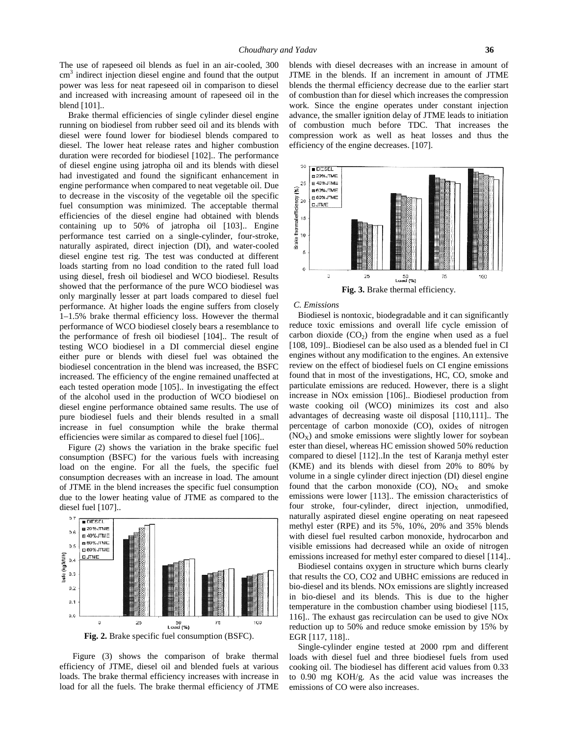The use of rapeseed oil blends as fuel in an air-cooled, 300 $cm^3$ indirect injection diesel engine and found that the output power was less for neat rapeseed oil in comparison to diesel and increased with increasing amount of rapeseed oil in the blend [101]..

Brake thermal efficiencies of single cylinder diesel engine running on biodiesel from rubber seed oil and its blends with diesel were found lower for biodiesel blends compared to diesel. The lower heat release rates and higher combustion duration were recorded for biodiesel [102].. The performance of diesel engine using jatropha oil and its blends with diesel had investigated and found the significant enhancement in engine performance when compared to neat vegetable oil. Due to decrease in the viscosity of the vegetable oil the specific fuel consumption was minimized. The acceptable thermal efficiencies of the diesel engine had obtained with blends containing up to 50% of jatropha oil [103].. Engine performance test carried on a single-cylinder, four-stroke, naturally aspirated, direct injection (DI), and water-cooled diesel engine test rig. The test was conducted at different loads starting from no load condition to the rated full load using diesel, fresh oil biodiesel and WCO biodiesel. Results showed that the performance of the pure WCO biodiesel was only marginally lesser at part loads compared to diesel fuel performance. At higher loads the engine suffers from closely 1–1.5% brake thermal efficiency loss. However the thermal performance of WCO biodiesel closely bears a resemblance to the performance of fresh oil biodiesel [104].. The result of testing WCO biodiesel in a DI commercial diesel engine either pure or blends with diesel fuel was obtained the biodiesel concentration in the blend was increased, the BSFC increased. The efficiency of the engine remained unaffected at each tested operation mode [105].. In investigating the effect of the alcohol used in the production of WCO biodiesel on diesel engine performance obtained same results. The use of pure biodiesel fuels and their blends resulted in a small increase in fuel consumption while the brake thermal efficiencies were similar as compared to diesel fuel [106]..

Figure (2) shows the variation in the brake specific fuel consumption (BSFC) for the various fuels with increasing load on the engine. For all the fuels, the specific fuel consumption decreases with an increase in load. The amount of JTME in the blend increases the specific fuel consumption due to the lower heating value of JTME as compared to the diesel fuel [107]..

**Fig. 2.** Brake specific fuel consumption (BSFC).

Figure (3) shows the comparison of brake thermal efficiency of JTME, diesel oil and blended fuels at various loads. The brake thermal efficiency increases with increase in load for all the fuels. The brake thermal efficiency of JTME blends with diesel decreases with an increase in amount of JTME in the blends. If an increment in amount of JTME blends the thermal efficiency decrease due to the earlier start of combustion than for diesel which increases the compression work. Since the engine operates under constant injection advance, the smaller ignition delay of JTME leads to initiation of combustion much before TDC. That increases the compression work as well as heat losses and thus the efficiency of the engine decreases. [107].

**Fig. 3.** Brake thermal efficiency.

### C. Emissions

Biodiesel is nontoxic, biodegradable and it can significantly reduce toxic emissions and overall life cycle emission of carbon dioxide ($CO_2$) from the engine when used as a fuel [108, 109].. Biodiesel can be also used as a blended fuel in CI engines without any modification to the engines. An extensive review on the effect of biodiesel fuels on CI engine emissions found that in most of the investigations, HC, CO, smoke and particulate emissions are reduced. However, there is a slight increase in NOx emission [106].. Biodiesel production from waste cooking oil (WCO) minimizes its cost and also advantages of decreasing waste oil disposal [110,111].. The percentage of carbon monoxide (CO), oxides of nitrogen ($NO_X$) and smoke emissions were slightly lower for soybean ester than diesel, whereas HC emission showed 50% reduction compared to diesel [112]..In the test of Karanja methyl ester (KME) and its blends with diesel from 20% to 80% by volume in a single cylinder direct injection (DI) diesel engine found that the carbon monoxide (CO), $NO_X$ and smoke emissions were lower [113].. The emission characteristics of four stroke, four-cylinder, direct injection, unmodified, naturally aspirated diesel engine operating on neat rapeseed methyl ester (RPE) and its 5%, 10%, 20% and 35% blends with diesel fuel resulted carbon monoxide, hydrocarbon and visible emissions had decreased while an oxide of nitrogen emissions increased for methyl ester compared to diesel [114]..

Biodiesel contains oxygen in structure which burns clearly that results the CO, CO2 and UBHC emissions are reduced in bio-diesel and its blends. NOx emissions are slightly increased in bio-diesel and its blends. This is due to the higher temperature in the combustion chamber using biodiesel [115, 116].. The exhaust gas recirculation can be used to give NOx reduction up to 50% and reduce smoke emission by 15% by EGR [117, 118]..

Single-cylinder engine tested at 2000 rpm and different loads with diesel fuel and three biodiesel fuels from used cooking oil. The biodiesel has different acid values from 0.33 to 0.90 mg KOH/g. As the acid value was increases the emissions of CO were also increases.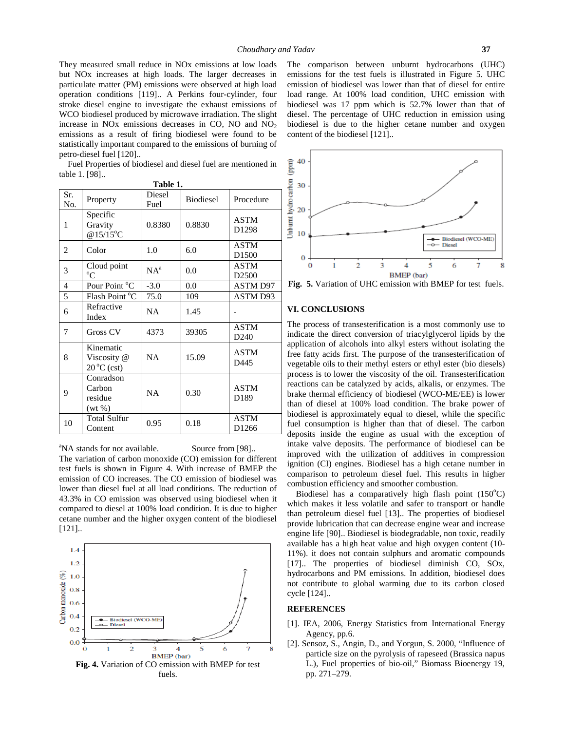They measured small reduce in NOx emissions at low loads but NOx increases at high loads. The larger decreases in particulate matter (PM) emissions were observed at high load operation conditions [119].. A Perkins four-cylinder, four stroke diesel engine to investigate the exhaust emissions of WCO biodiesel produced by microwave irradiation. The slight increase in NOx emissions decreases in CO, NO and $NO_2$ emissions as a result of firing biodiesel were found to be statistically important compared to the emissions of burning of petro-diesel fuel [120]..

Fuel Properties of biodiesel and diesel fuel are mentioned in table 1. [98]..

**Table 1.**

| Sr. No. | Property | Diesel Fuel | Biodiesel | Procedure |
|---|---|---|---|---|
| 1 | Specific Gravity @15/15°C | 0.8380 | 0.8830 | ASTM D1298 |
| 2 | Color | 1.0 | 6.0 | ASTM D1500 |
| 3 | Cloud point °C | NA[a] | 0.0 | ASTM D2500 |
| 4 | Pour Point °C | -3.0 | 0.0 | ASTM D97 |
| 5 | Flash Point °C | 75.0 | 109 | ASTM D93 |
| 6 | Refractive Index | NA | 1.45 | - |
| 7 | Gross CV | 4373 | 39305 | ASTM D240 |
| 8 | Kinematic Viscosity @ 20 °C (cst) | NA | 15.09 | ASTM D445 |
| 9 | Conradson Carbon residue (wt %) | NA | 0.30 | ASTM D189 |
| 10 | Total Sulfur Content | 0.95 | 0.18 | ASTM D1266 |

[a]NA stands for not available. Source from [98]..

The variation of carbon monoxide (CO) emission for different test fuels is shown in Figure 4. With increase of BMEP the emission of CO increases. The CO emission of biodiesel was lower than diesel fuel at all load conditions. The reduction of 43.3% in CO emission was observed using biodiesel when it compared to diesel at 100% load condition. It is due to higher cetane number and the higher oxygen content of the biodiesel [121]..

**Fig. 4.** Variation of CO emission with BMEP for test fuels.

The comparison between unburnt hydrocarbons (UHC) emissions for the test fuels is illustrated in Figure 5. UHC emission of biodiesel was lower than that of diesel for entire load range. At 100% load condition, UHC emission with biodiesel was 17 ppm which is 52.7% lower than that of diesel. The percentage of UHC reduction in emission using biodiesel is due to the higher cetane number and oxygen content of the biodiesel [121]..

**Fig. 5.** Variation of UHC emission with BMEP for test fuels.

## VI. CONCLUSIONS

The process of transesterification is a most commonly use to indicate the direct conversion of triacylglycerol lipids by the application of alcohols into alkyl esters without isolating the free fatty acids first. The purpose of the transesterification of vegetable oils to their methyl esters or ethyl ester (bio diesels) process is to lower the viscosity of the oil. Transesterification reactions can be catalyzed by acids, alkalis, or enzymes. The brake thermal efficiency of biodiesel (WCO-ME/EE) is lower than of diesel at 100% load condition. The brake power of biodiesel is approximately equal to diesel, while the specific fuel consumption is higher than that of diesel. The carbon deposits inside the engine as usual with the exception of intake valve deposits. The performance of biodiesel can be improved with the utilization of additives in compression ignition (CI) engines. Biodiesel has a high cetane number in comparison to petroleum diesel fuel. This results in higher combustion efficiency and smoother combustion.

Biodiesel has a comparatively high flash point (150°C) which makes it less volatile and safer to transport or handle than petroleum diesel fuel [13].. The properties of biodiesel provide lubrication that can decrease engine wear and increase engine life [90].. Biodiesel is biodegradable, non toxic, readily available has a high heat value and high oxygen content (10-11%). it does not contain sulphurs and aromatic compounds [17].. The properties of biodiesel diminish CO, SOx, hydrocarbons and PM emissions. In addition, biodiesel does not contribute to global warming due to its carbon closed cycle [124]..

## REFERENCES

[1]. IEA, 2006, Energy Statistics from International Energy Agency, pp.6.

[2]. Sensoz, S., Angin, D., and Yorgun, S. 2000, "Influence of particle size on the pyrolysis of rapeseed (Brassica napus L.), Fuel properties of bio-oil," Biomass Bioenergy 19, pp. 271–279.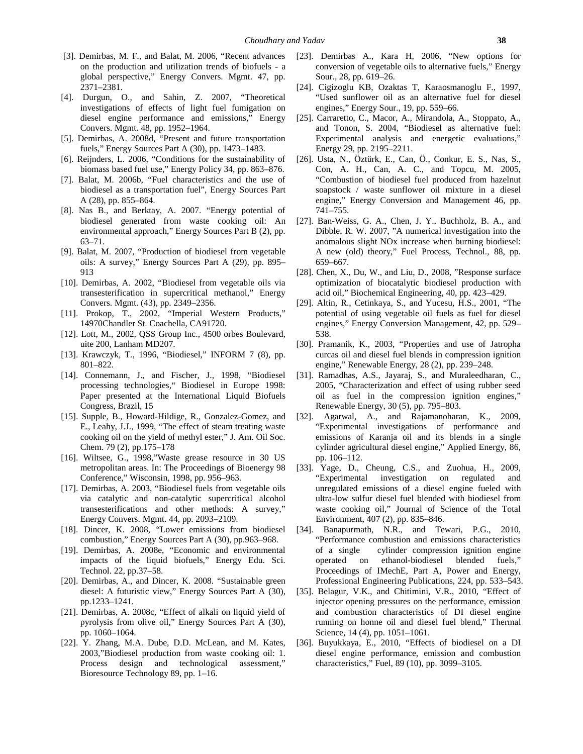[3]. Demirbas, M. F., and Balat, M. 2006, "Recent advances on the production and utilization trends of biofuels - a global perspective," Energy Convers. Mgmt. 47, pp. 2371–2381.

[4]. Durgun, O., and Sahin, Z. 2007, "Theoretical investigations of effects of light fuel fumigation on diesel engine performance and emissions," Energy Convers. Mgmt. 48, pp. 1952–1964.

[5]. Demirbas, A. 2008d, "Present and future transportation fuels," Energy Sources Part A (30), pp. 1473–1483.

[6]. Reijnders, L. 2006, "Conditions for the sustainability of biomass based fuel use," Energy Policy 34, pp. 863–876.

[7]. Balat, M. 2006b, "Fuel characteristics and the use of biodiesel as a transportation fuel", Energy Sources Part A (28), pp. 855–864.

[8]. Nas B., and Berktay, A. 2007. "Energy potential of biodiesel generated from waste cooking oil: An environmental approach," Energy Sources Part B (2), pp. 63–71.

[9]. Balat, M. 2007, "Production of biodiesel from vegetable oils: A survey," Energy Sources Part A (29), pp. 895–913

[10]. Demirbas, A. 2002, "Biodiesel from vegetable oils via transesterification in supercritical methanol," Energy Convers. Mgmt. (43), pp. 2349–2356.

[11]. Prokop, T., 2002, "Imperial Western Products," 14970Chandler St. Coachella, CA91720.

[12]. Lott, M., 2002, QSS Group Inc., 4500 orbes Boulevard, uite 200, Lanham MD207.

[13]. Krawczyk, T., 1996, "Biodiesel," INFORM 7 (8), pp. 801–822.

[14]. Connemann, J., and Fischer, J., 1998, "Biodiesel processing technologies," Biodiesel in Europe 1998: Paper presented at the International Liquid Biofuels Congress, Brazil, 15

[15]. Supple, B., Howard-Hildige, R., Gonzalez-Gomez, and E., Leahy, J.J., 1999, "The effect of steam treating waste cooking oil on the yield of methyl ester," J. Am. Oil Soc. Chem. 79 (2), pp.175–178

[16]. Wiltsee, G., 1998,"Waste grease resource in 30 US metropolitan areas. In: The Proceedings of Bioenergy 98 Conference," Wisconsin, 1998, pp. 956–963.

[17]. Demirbas, A. 2003, "Biodiesel fuels from vegetable oils via catalytic and non-catalytic supercritical alcohol transesterifications and other methods: A survey," Energy Convers. Mgmt. 44, pp. 2093–2109.

[18]. Dincer, K. 2008, "Lower emissions from biodiesel combustion," Energy Sources Part A (30), pp.963–968.

[19]. Demirbas, A. 2008e, "Economic and environmental impacts of the liquid biofuels," Energy Edu. Sci. Technol. 22, pp.37–58.

[20]. Demirbas, A., and Dincer, K. 2008. "Sustainable green diesel: A futuristic view," Energy Sources Part A (30), pp.1233–1241.

[21]. Demirbas, A. 2008c, "Effect of alkali on liquid yield of pyrolysis from olive oil," Energy Sources Part A (30), pp. 1060–1064.

[22]. Y. Zhang, M.A. Dube, D.D. McLean, and M. Kates, 2003,"Biodiesel production from waste cooking oil: 1. Process design and technological assessment," Bioresource Technology 89, pp. 1–16.

[23]. Demirbas A., Kara H, 2006, "New options for conversion of vegetable oils to alternative fuels," Energy Sour., 28, pp. 619–26.

[24]. Cigizoglu KB, Ozaktas T, Karaosmanoglu F., 1997, "Used sunflower oil as an alternative fuel for diesel engines," Energy Sour., 19, pp. 559–66.

[25]. Carraretto, C., Macor, A., Mirandola, A., Stoppato, A., and Tonon, S. 2004, "Biodiesel as alternative fuel: Experimental analysis and energetic evaluations," Energy 29, pp. 2195–2211.

[26]. Usta, N., Öztürk, E., Can, Ö., Conkur, E. S., Nas, S., Con, A. H., Can, A. C., and Topcu, M. 2005, "Combustion of biodiesel fuel produced from hazelnut soapstock / waste sunflower oil mixture in a diesel engine," Energy Conversion and Management 46, pp. 741–755.

[27]. Ban-Weiss, G. A., Chen, J. Y., Buchholz, B. A., and Dibble, R. W. 2007, "A numerical investigation into the anomalous slight NOx increase when burning biodiesel: A new (old) theory," Fuel Process, Technol., 88, pp. 659–667.

[28]. Chen, X., Du, W., and Liu, D., 2008, "Response surface optimization of biocatalytic biodiesel production with acid oil," Biochemical Engineering, 40, pp. 423–429.

[29]. Altin, R., Cetinkaya, S., and Yucesu, H.S., 2001, "The potential of using vegetable oil fuels as fuel for diesel engines," Energy Conversion Management, 42, pp. 529–538.

[30]. Pramanik, K., 2003, "Properties and use of Jatropha curcas oil and diesel fuel blends in compression ignition engine," Renewable Energy, 28 (2), pp. 239–248.

[31]. Ramadhas, A.S., Jayaraj, S., and Muraleedharan, C., 2005, "Characterization and effect of using rubber seed oil as fuel in the compression ignition engines," Renewable Energy, 30 (5), pp. 795–803.

[32]. Agarwal, A., and Rajamanoharan, K., 2009, "Experimental investigations of performance and emissions of Karanja oil and its blends in a single cylinder agricultural diesel engine," Applied Energy, 86, pp. 106–112.

[33]. Yage, D., Cheung, C.S., and Zuohua, H., 2009, "Experimental investigation on regulated and unregulated emissions of a diesel engine fueled with ultra-low sulfur diesel fuel blended with biodiesel from waste cooking oil," Journal of Science of the Total Environment, 407 (2), pp. 835–846.

[34]. Banapurmath, N.R., and Tewari, P.G., 2010, "Performance combustion and emissions characteristics of a single cylinder compression ignition engine operated on ethanol-biodiesel blended fuels," Proceedings of IMechE, Part A, Power and Energy, Professional Engineering Publications, 224, pp. 533–543.

[35]. Belagur, V.K., and Chitimini, V.R., 2010, "Effect of injector opening pressures on the performance, emission and combustion characteristics of DI diesel engine running on honne oil and diesel fuel blend," Thermal Science, 14 (4), pp. 1051–1061.

[36]. Buyukkaya, E., 2010, "Effects of biodiesel on a DI diesel engine performance, emission and combustion characteristics," Fuel, 89 (10), pp. 3099–3105.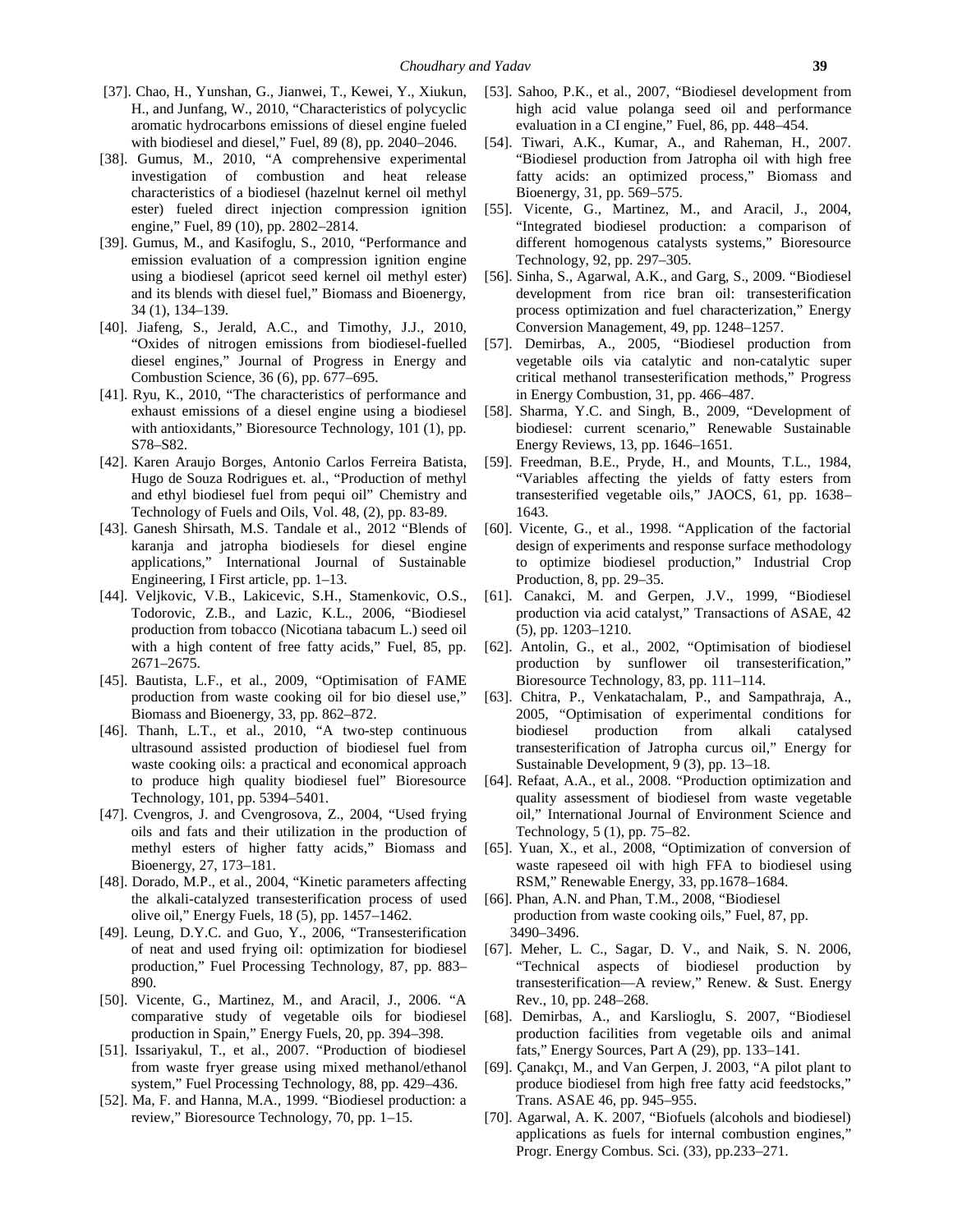[37]. Chao, H., Yunshan, G., Jianwei, T., Kewei, Y., Xiukun, H., and Junfang, W., 2010, "Characteristics of polycyclic aromatic hydrocarbons emissions of diesel engine fueled with biodiesel and diesel," Fuel, 89 (8), pp. 2040–2046.

[38]. Gumus, M., 2010, "A comprehensive experimental investigation of combustion and heat release characteristics of a biodiesel (hazelnut kernel oil methyl ester) fueled direct injection compression ignition engine," Fuel, 89 (10), pp. 2802–2814.

[39]. Gumus, M., and Kasifoglu, S., 2010, "Performance and emission evaluation of a compression ignition engine using a biodiesel (apricot seed kernel oil methyl ester) and its blends with diesel fuel," Biomass and Bioenergy, 34 (1), 134–139.

[40]. Jiafeng, S., Jerald, A.C., and Timothy, J.J., 2010, "Oxides of nitrogen emissions from biodiesel-fuelled diesel engines," Journal of Progress in Energy and Combustion Science, 36 (6), pp. 677–695.

[41]. Ryu, K., 2010, "The characteristics of performance and exhaust emissions of a diesel engine using a biodiesel with antioxidants," Bioresource Technology, 101 (1), pp. S78–S82.

[42]. Karen Araujo Borges, Antonio Carlos Ferreira Batista, Hugo de Souza Rodrigues et. al., "Production of methyl and ethyl biodiesel fuel from pequi oil" Chemistry and Technology of Fuels and Oils, Vol. 48, (2), pp. 83-89.

[43]. Ganesh Shirsath, M.S. Tandale et al., 2012 "Blends of karanja and jatropha biodiesels for diesel engine applications," International Journal of Sustainable Engineering, I First article, pp. 1–13.

[44]. Veljkovic, V.B., Lakicevic, S.H., Stamenkovic, O.S., Todorovic, Z.B., and Lazic, K.L., 2006, "Biodiesel production from tobacco (Nicotiana tabacum L.) seed oil with a high content of free fatty acids," Fuel, 85, pp. 2671–2675.

[45]. Bautista, L.F., et al., 2009, "Optimisation of FAME production from waste cooking oil for bio diesel use," Biomass and Bioenergy, 33, pp. 862–872.

[46]. Thanh, L.T., et al., 2010, "A two-step continuous ultrasound assisted production of biodiesel fuel from waste cooking oils: a practical and economical approach to produce high quality biodiesel fuel" Bioresource Technology, 101, pp. 5394–5401.

[47]. Cvengros, J. and Cvengrosova, Z., 2004, "Used frying oils and fats and their utilization in the production of methyl esters of higher fatty acids," Biomass and Bioenergy, 27, 173–181.

[48]. Dorado, M.P., et al., 2004, "Kinetic parameters affecting the alkali-catalyzed transesterification process of used olive oil," Energy Fuels, 18 (5), pp. 1457–1462.

[49]. Leung, D.Y.C. and Guo, Y., 2006, "Transesterification of neat and used frying oil: optimization for biodiesel production," Fuel Processing Technology, 87, pp. 883–890.

[50]. Vicente, G., Martinez, M., and Aracil, J., 2006. "A comparative study of vegetable oils for biodiesel production in Spain," Energy Fuels, 20, pp. 394–398.

[51]. Issariyakul, T., et al., 2007. "Production of biodiesel from waste fryer grease using mixed methanol/ethanol system," Fuel Processing Technology, 88, pp. 429–436.

[52]. Ma, F. and Hanna, M.A., 1999. "Biodiesel production: a review," Bioresource Technology, 70, pp. 1–15.

[53]. Sahoo, P.K., et al., 2007, "Biodiesel development from high acid value polanga seed oil and performance evaluation in a CI engine," Fuel, 86, pp. 448–454.

[54]. Tiwari, A.K., Kumar, A., and Raheman, H., 2007. "Biodiesel production from Jatropha oil with high free fatty acids: an optimized process," Biomass and Bioenergy, 31, pp. 569–575.

[55]. Vicente, G., Martinez, M., and Aracil, J., 2004, "Integrated biodiesel production: a comparison of different homogenous catalysts systems," Bioresource Technology, 92, pp. 297–305.

[56]. Sinha, S., Agarwal, A.K., and Garg, S., 2009. "Biodiesel development from rice bran oil: transesterification process optimization and fuel characterization," Energy Conversion Management, 49, pp. 1248–1257.

[57]. Demirbas, A., 2005, "Biodiesel production from vegetable oils via catalytic and non-catalytic super critical methanol transesterification methods," Progress in Energy Combustion, 31, pp. 466–487.

[58]. Sharma, Y.C. and Singh, B., 2009, "Development of biodiesel: current scenario," Renewable Sustainable Energy Reviews, 13, pp. 1646–1651.

[59]. Freedman, B.E., Pryde, H., and Mounts, T.L., 1984, "Variables affecting the yields of fatty esters from transesterified vegetable oils," JAOCS, 61, pp. 1638–1643.

[60]. Vicente, G., et al., 1998. "Application of the factorial design of experiments and response surface methodology to optimize biodiesel production," Industrial Crop Production, 8, pp. 29–35.

[61]. Canakci, M. and Gerpen, J.V., 1999, "Biodiesel production via acid catalyst," Transactions of ASAE, 42 (5), pp. 1203–1210.

[62]. Antolin, G., et al., 2002, "Optimisation of biodiesel production by sunflower oil transesterification," Bioresource Technology, 83, pp. 111–114.

[63]. Chitra, P., Venkatachalam, P., and Sampathraja, A., 2005, "Optimisation of experimental conditions for biodiesel production from alkali catalysed transesterification of Jatropha curcus oil," Energy for Sustainable Development, 9 (3), pp. 13–18.

[64]. Refaat, A.A., et al., 2008. "Production optimization and quality assessment of biodiesel from waste vegetable oil," International Journal of Environment Science and Technology, 5 (1), pp. 75–82.

[65]. Yuan, X., et al., 2008, "Optimization of conversion of waste rapeseed oil with high FFA to biodiesel using RSM," Renewable Energy, 33, pp.1678–1684.

[66]. Phan, A.N. and Phan, T.M., 2008, "Biodiesel production from waste cooking oils," Fuel, 87, pp. 3490–3496.

[67]. Meher, L. C., Sagar, D. V., and Naik, S. N. 2006, "Technical aspects of biodiesel production by transesterification—A review," Renew. & Sust. Energy Rev., 10, pp. 248–268.

[68]. Demirbas, A., and Karslioglu, S. 2007, "Biodiesel production facilities from vegetable oils and animal fats," Energy Sources, Part A (29), pp. 133–141.

[69]. Çanakçı, M., and Van Gerpen, J. 2003, "A pilot plant to produce biodiesel from high free fatty acid feedstocks," Trans. ASAE 46, pp. 945–955.

[70]. Agarwal, A. K. 2007, "Biofuels (alcohols and biodiesel) applications as fuels for internal combustion engines," Progr. Energy Combus. Sci. (33), pp.233–271.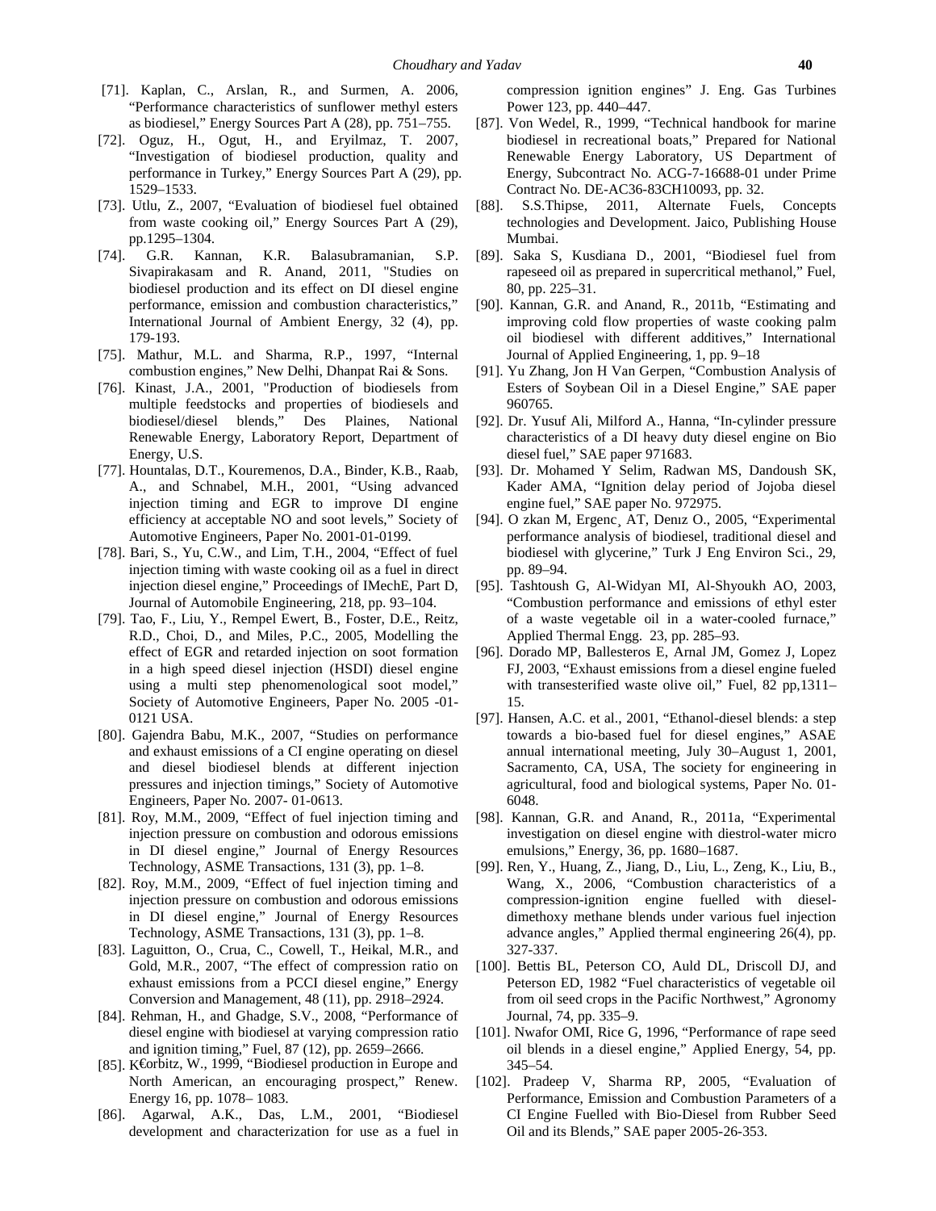[71]. Kaplan, C., Arslan, R., and Surmen, A. 2006, "Performance characteristics of sunflower methyl esters as biodiesel," Energy Sources Part A (28), pp. 751–755.

[72]. Oguz, H., Ogut, H., and Eryilmaz, T. 2007, "Investigation of biodiesel production, quality and performance in Turkey," Energy Sources Part A (29), pp. 1529–1533.

[73]. Utlu, Z., 2007, "Evaluation of biodiesel fuel obtained from waste cooking oil," Energy Sources Part A (29), pp.1295–1304.

[74]. G.R. Kannan, K.R. Balasubramanian, S.P. Sivapirakasam and R. Anand, 2011, "Studies on biodiesel production and its effect on DI diesel engine performance, emission and combustion characteristics," International Journal of Ambient Energy, 32 (4), pp. 179-193.

[75]. Mathur, M.L. and Sharma, R.P., 1997, "Internal combustion engines," New Delhi, Dhanpat Rai & Sons.

[76]. Kinast, J.A., 2001, "Production of biodiesels from multiple feedstocks and properties of biodiesels and biodiesel/diesel blends," Des Plaines, National Renewable Energy, Laboratory Report, Department of Energy, U.S.

[77]. Hountalas, D.T., Kouremenos, D.A., Binder, K.B., Raab, A., and Schnabel, M.H., 2001, "Using advanced injection timing and EGR to improve DI engine efficiency at acceptable NO and soot levels," Society of Automotive Engineers, Paper No. 2001-01-0199.

[78]. Bari, S., Yu, C.W., and Lim, T.H., 2004, "Effect of fuel injection timing with waste cooking oil as a fuel in direct injection diesel engine," Proceedings of IMechE, Part D, Journal of Automobile Engineering, 218, pp. 93–104.

[79]. Tao, F., Liu, Y., Rempel Ewert, B., Foster, D.E., Reitz, R.D., Choi, D., and Miles, P.C., 2005, Modelling the effect of EGR and retarded injection on soot formation in a high speed diesel injection (HSDI) diesel engine using a multi step phenomenological soot model," Society of Automotive Engineers, Paper No. 2005 -01-0121 USA.

[80]. Gajendra Babu, M.K., 2007, "Studies on performance and exhaust emissions of a CI engine operating on diesel and diesel biodiesel blends at different injection pressures and injection timings," Society of Automotive Engineers, Paper No. 2007- 01-0613.

[81]. Roy, M.M., 2009, "Effect of fuel injection timing and injection pressure on combustion and odorous emissions in DI diesel engine," Journal of Energy Resources Technology, ASME Transactions, 131 (3), pp. 1–8.

[82]. Roy, M.M., 2009, "Effect of fuel injection timing and injection pressure on combustion and odorous emissions in DI diesel engine," Journal of Energy Resources Technology, ASME Transactions, 131 (3), pp. 1–8.

[83]. Laguitton, O., Crua, C., Cowell, T., Heikal, M.R., and Gold, M.R., 2007, "The effect of compression ratio on exhaust emissions from a PCCI diesel engine," Energy Conversion and Management, 48 (11), pp. 2918–2924.

[84]. Rehman, H., and Ghadge, S.V., 2008, "Performance of diesel engine with biodiesel at varying compression ratio and ignition timing," Fuel, 87 (12), pp. 2659–2666.

[85]. K€orbitz, W., 1999, "Biodiesel production in Europe and North American, an encouraging prospect," Renew. Energy 16, pp. 1078– 1083.

[86]. Agarwal, A.K., Das, L.M., 2001, "Biodiesel development and characterization for use as a fuel in compression ignition engines" J. Eng. Gas Turbines Power 123, pp. 440–447.

[87]. Von Wedel, R., 1999, "Technical handbook for marine biodiesel in recreational boats," Prepared for National Renewable Energy Laboratory, US Department of Energy, Subcontract No. ACG-7-16688-01 under Prime Contract No. DE-AC36-83CH10093, pp. 32.

[88]. S.S.Thipse, 2011, Alternate Fuels, Concepts technologies and Development. Jaico, Publishing House Mumbai.

[89]. Saka S, Kusdiana D., 2001, "Biodiesel fuel from rapeseed oil as prepared in supercritical methanol," Fuel, 80, pp. 225–31.

[90]. Kannan, G.R. and Anand, R., 2011b, "Estimating and improving cold flow properties of waste cooking palm oil biodiesel with different additives," International Journal of Applied Engineering, 1, pp. 9–18

[91]. Yu Zhang, Jon H Van Gerpen, "Combustion Analysis of Esters of Soybean Oil in a Diesel Engine," SAE paper 960765.

[92]. Dr. Yusuf Ali, Milford A., Hanna, "In-cylinder pressure characteristics of a DI heavy duty diesel engine on Bio diesel fuel," SAE paper 971683.

[93]. Dr. Mohamed Y Selim, Radwan MS, Dandoush SK, Kader AMA, "Ignition delay period of Jojoba diesel engine fuel," SAE paper No. 972975.

[94]. O zkan M, Ergenc¸ AT, Denız O., 2005, "Experimental performance analysis of biodiesel, traditional diesel and biodiesel with glycerine," Turk J Eng Environ Sci., 29, pp. 89–94.

[95]. Tashtoush G, Al-Widyan MI, Al-Shyoukh AO, 2003, "Combustion performance and emissions of ethyl ester of a waste vegetable oil in a water-cooled furnace," Applied Thermal Engg. 23, pp. 285–93.

[96]. Dorado MP, Ballesteros E, Arnal JM, Gomez J, Lopez FJ, 2003, "Exhaust emissions from a diesel engine fueled with transesterified waste olive oil," Fuel, 82 pp,1311–15.

[97]. Hansen, A.C. et al., 2001, "Ethanol-diesel blends: a step towards a bio-based fuel for diesel engines," ASAE annual international meeting, July 30–August 1, 2001, Sacramento, CA, USA, The society for engineering in agricultural, food and biological systems, Paper No. 01-6048.

[98]. Kannan, G.R. and Anand, R., 2011a, "Experimental investigation on diesel engine with diestrol-water micro emulsions," Energy, 36, pp. 1680–1687.

[99]. Ren, Y., Huang, Z., Jiang, D., Liu, L., Zeng, K., Liu, B., Wang, X., 2006, "Combustion characteristics of a compression-ignition engine fuelled with diesel-dimethoxy methane blends under various fuel injection advance angles," Applied thermal engineering 26(4), pp. 327-337.

[100]. Bettis BL, Peterson CO, Auld DL, Driscoll DJ, and Peterson ED, 1982 "Fuel characteristics of vegetable oil from oil seed crops in the Pacific Northwest," Agronomy Journal, 74, pp. 335–9.

[101]. Nwafor OMI, Rice G, 1996, "Performance of rape seed oil blends in a diesel engine," Applied Energy, 54, pp. 345–54.

[102]. Pradeep V, Sharma RP, 2005, "Evaluation of Performance, Emission and Combustion Parameters of a CI Engine Fuelled with Bio-Diesel from Rubber Seed Oil and its Blends," SAE paper 2005-26-353.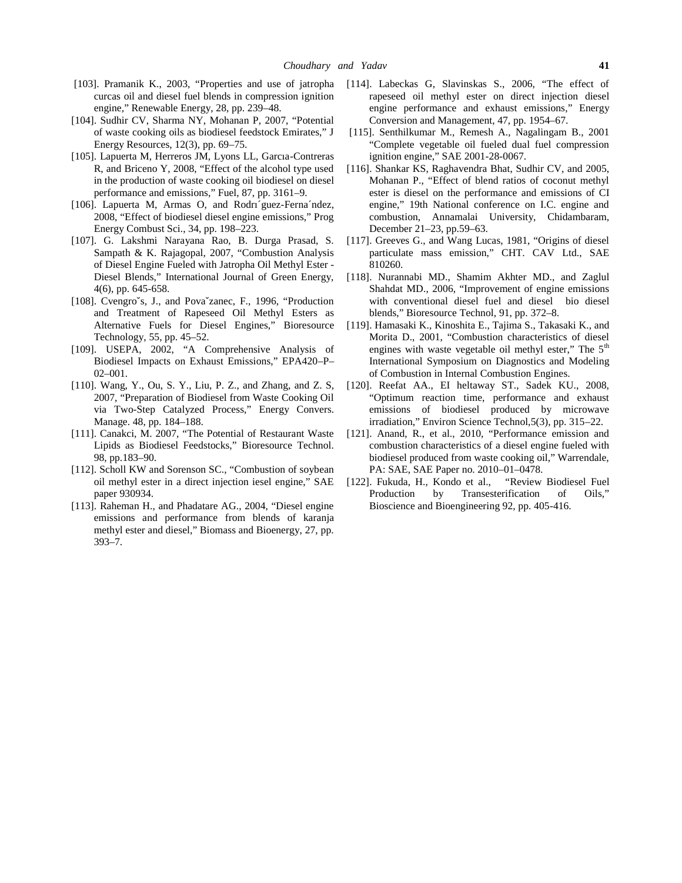[103]. Pramanik K., 2003, “Properties and use of jatropha curcas oil and diesel fuel blends in compression ignition engine,” Renewable Energy, 28, pp. 239–48.

[104]. Sudhir CV, Sharma NY, Mohanan P, 2007, “Potential of waste cooking oils as biodiesel feedstock Emirates,” J Energy Resources, 12(3), pp. 69–75.

[105]. Lapuerta M, Herreros JM, Lyons LL, Garcıa-Contreras R, and Briceno Y, 2008, “Effect of the alcohol type used in the production of waste cooking oil biodiesel on diesel performance and emissions,” Fuel, 87, pp. 3161–9.

[106]. Lapuerta M, Armas O, and Rodrı´guez-Ferna´ndez, 2008, “Effect of biodiesel diesel engine emissions,” Prog Energy Combust Sci., 34, pp. 198–223.

[107]. G. Lakshmi Narayana Rao, B. Durga Prasad, S. Sampath & K. Rajagopal, 2007, “Combustion Analysis of Diesel Engine Fueled with Jatropha Oil Methyl Ester - Diesel Blends,” International Journal of Green Energy, 4(6), pp. 645-658.

[108]. Cvengroˇs, J., and Povaˇzanec, F., 1996, “Production and Treatment of Rapeseed Oil Methyl Esters as Alternative Fuels for Diesel Engines,” Bioresource Technology, 55, pp. 45–52.

[109]. USEPA, 2002, “A Comprehensive Analysis of Biodiesel Impacts on Exhaust Emissions,” EPA420–P–02–001.

[110]. Wang, Y., Ou, S. Y., Liu, P. Z., and Zhang, and Z. S, 2007, “Preparation of Biodiesel from Waste Cooking Oil via Two-Step Catalyzed Process,” Energy Convers. Manage. 48, pp. 184–188.

[111]. Canakci, M. 2007, “The Potential of Restaurant Waste Lipids as Biodiesel Feedstocks,” Bioresource Technol. 98, pp.183–90.

[112]. Scholl KW and Sorenson SC., “Combustion of soybean oil methyl ester in a direct injection iesel engine,” SAE paper 930934.

[113]. Raheman H., and Phadatare AG., 2004, “Diesel engine emissions and performance from blends of karanja methyl ester and diesel,” Biomass and Bioenergy, 27, pp. 393–7.

[114]. Labeckas G, Slavinskas S., 2006, “The effect of rapeseed oil methyl ester on direct injection diesel engine performance and exhaust emissions,” Energy Conversion and Management, 47, pp. 1954–67.

[115]. Senthilkumar M., Remesh A., Nagalingam B., 2001 “Complete vegetable oil fueled dual fuel compression ignition engine,” SAE 2001-28-0067.

[116]. Shankar KS, Raghavendra Bhat, Sudhir CV, and 2005, Mohanan P., “Effect of blend ratios of coconut methyl ester is diesel on the performance and emissions of CI engine,” 19th National conference on I.C. engine and combustion, Annamalai University, Chidambaram, December 21–23, pp.59–63.

[117]. Greeves G., and Wang Lucas, 1981, “Origins of diesel particulate mass emission,” CHT. CAV Ltd., SAE 810260.

[118]. Nurannabi MD., Shamim Akhter MD., and Zaglul Shahdat MD., 2006, “Improvement of engine emissions with conventional diesel fuel and diesel bio diesel blends,” Bioresource Technol, 91, pp. 372–8.

[119]. Hamasaki K., Kinoshita E., Tajima S., Takasaki K., and Morita D., 2001, “Combustion characteristics of diesel engines with waste vegetable oil methyl ester,” The 5th International Symposium on Diagnostics and Modeling of Combustion in Internal Combustion Engines.

[120]. Reefat AA., EI heltaway ST., Sadek KU., 2008, “Optimum reaction time, performance and exhaust emissions of biodiesel produced by microwave irradiation,” Environ Science Technol,5(3), pp. 315–22.

[121]. Anand, R., et al., 2010, “Performance emission and combustion characteristics of a diesel engine fueled with biodiesel produced from waste cooking oil,” Warrendale, PA: SAE, SAE Paper no. 2010–01–0478.

[122]. Fukuda, H., Kondo et al., “Review Biodiesel Fuel Production by Transesterification of Oils,” Bioscience and Bioengineering 92, pp. 405-416.